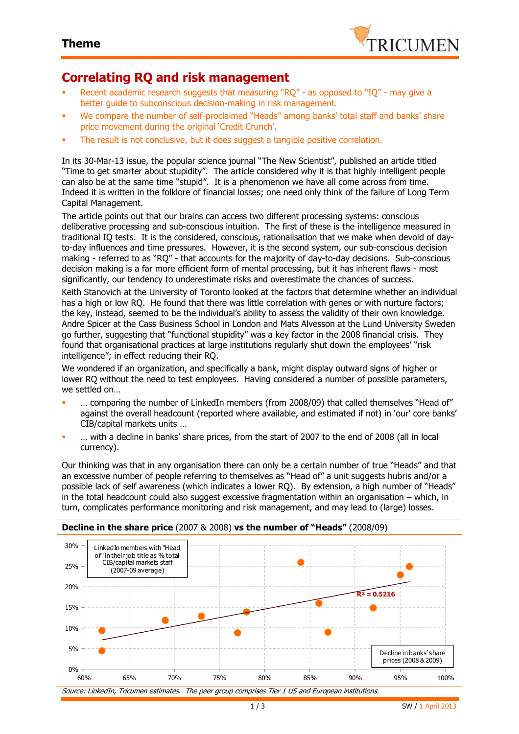# Theme

## Correlating RQ and risk management

- Recent academic research suggests that measuring "RQ" - as opposed to "IQ" - may give a better guide to subconscious decision-making in risk management.
- We compare the number of self-proclaimed "Heads" among banks' total staff and banks' share price movement during the original 'Credit Crunch'.
- The result is not conclusive, but it does suggest a tangible positive correlation.

In its 30-Mar-13 issue, the popular science journal "The New Scientist", published an article titled "Time to get smarter about stupidity". The article considered why it is that highly intelligent people can also be at the same time "stupid". It is a phenomenon we have all come across from time. Indeed it is written in the folklore of financial losses; one need only think of the failure of Long Term Capital Management.

The article points out that our brains can access two different processing systems: conscious deliberative processing and sub-conscious intuition. The first of these is the intelligence measured in traditional IQ tests. It is the considered, conscious, rationalisation that we make when devoid of day-to-day influences and time pressures. However, it is the second system, our sub-conscious decision making - referred to as "RQ" - that accounts for the majority of day-to-day decisions. Sub-conscious decision making is a far more efficient form of mental processing, but it has inherent flaws - most significantly, our tendency to underestimate risks and overestimate the chances of success.

Keith Stanovich at the University of Toronto looked at the factors that determine whether an individual has a high or low RQ. He found that there was little correlation with genes or with nurture factors; the key, instead, seemed to be the individual's ability to assess the validity of their own knowledge. Andre Spicer at the Cass Business School in London and Mats Alvesson at the Lund University Sweden go further, suggesting that "functional stupidity" was a key factor in the 2008 financial crisis. They found that organisational practices at large institutions regularly shut down the employees' "risk intelligence"; in effect reducing their RQ.

We wondered if an organization, and specifically a bank, might display outward signs of higher or lower RQ without the need to test employees. Having considered a number of possible parameters, we settled on…

- … comparing the number of LinkedIn members (from 2008/09) that called themselves "Head of" against the overall headcount (reported where available, and estimated if not) in 'our' core banks' CIB/capital markets units …
- … with a decline in banks' share prices, from the start of 2007 to the end of 2008 (all in local currency).

Our thinking was that in any organisation there can only be a certain number of true "Heads" and that an excessive number of people referring to themselves as "Head of" a unit suggests hubris and/or a possible lack of self awareness (which indicates a lower RQ). By extension, a high number of "Heads" in the total headcount could also suggest excessive fragmentation within an organisation – which, in turn, complicates performance monitoring and risk management, and may lead to (large) losses.

**Decline in the share price** (2007 & 2008) **vs the number of "Heads"** (2008/09)

[Scatter chart. Y-axis: LinkedIn members with "Head of" in their job title as % total CIB/capital markets staff (2007-09 average), 0%–30%. X-axis: Decline in banks' share prices (2008 & 2009), 60%–100%. Linear trend line with $R^2 = 0.5216$.]

*Source: LinkedIn, Tricumen estimates. The peer group comprises Tier 1 US and European institutions.*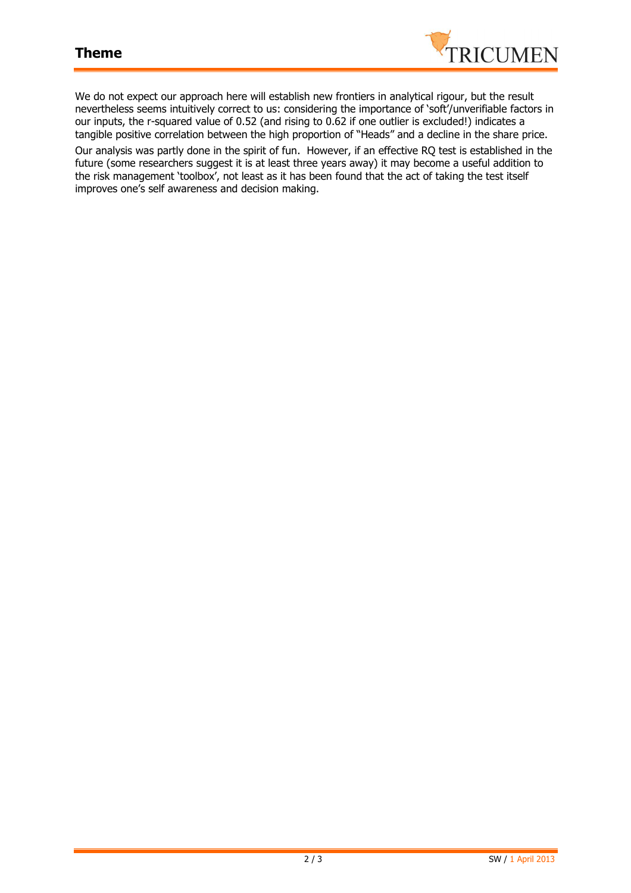We do not expect our approach here will establish new frontiers in analytical rigour, but the result nevertheless seems intuitively correct to us: considering the importance of 'soft'/unverifiable factors in our inputs, the r-squared value of 0.52 (and rising to 0.62 if one outlier is excluded!) indicates a tangible positive correlation between the high proportion of "Heads" and a decline in the share price.

Our analysis was partly done in the spirit of fun. However, if an effective RQ test is established in the future (some researchers suggest it is at least three years away) it may become a useful addition to the risk management 'toolbox', not least as it has been found that the act of taking the test itself improves one's self awareness and decision making.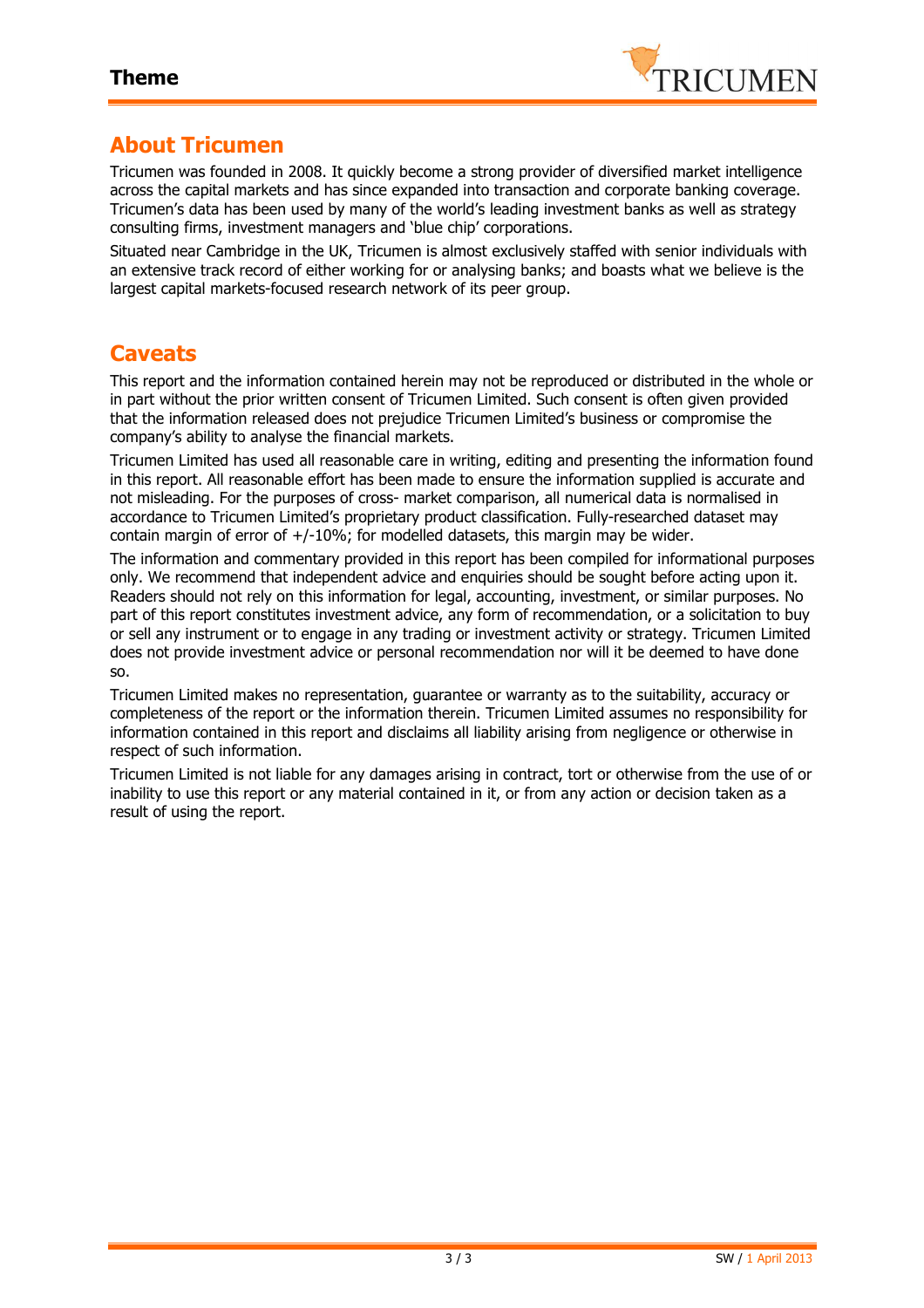## About Tricumen

Tricumen was founded in 2008. It quickly become a strong provider of diversified market intelligence across the capital markets and has since expanded into transaction and corporate banking coverage. Tricumen's data has been used by many of the world's leading investment banks as well as strategy consulting firms, investment managers and 'blue chip' corporations.

Situated near Cambridge in the UK, Tricumen is almost exclusively staffed with senior individuals with an extensive track record of either working for or analysing banks; and boasts what we believe is the largest capital markets-focused research network of its peer group.

## Caveats

This report and the information contained herein may not be reproduced or distributed in the whole or in part without the prior written consent of Tricumen Limited. Such consent is often given provided that the information released does not prejudice Tricumen Limited's business or compromise the company's ability to analyse the financial markets.

Tricumen Limited has used all reasonable care in writing, editing and presenting the information found in this report. All reasonable effort has been made to ensure the information supplied is accurate and not misleading. For the purposes of cross- market comparison, all numerical data is normalised in accordance to Tricumen Limited's proprietary product classification. Fully-researched dataset may contain margin of error of +/-10%; for modelled datasets, this margin may be wider.

The information and commentary provided in this report has been compiled for informational purposes only. We recommend that independent advice and enquiries should be sought before acting upon it. Readers should not rely on this information for legal, accounting, investment, or similar purposes. No part of this report constitutes investment advice, any form of recommendation, or a solicitation to buy or sell any instrument or to engage in any trading or investment activity or strategy. Tricumen Limited does not provide investment advice or personal recommendation nor will it be deemed to have done so.

Tricumen Limited makes no representation, guarantee or warranty as to the suitability, accuracy or completeness of the report or the information therein. Tricumen Limited assumes no responsibility for information contained in this report and disclaims all liability arising from negligence or otherwise in respect of such information.

Tricumen Limited is not liable for any damages arising in contract, tort or otherwise from the use of or inability to use this report or any material contained in it, or from any action or decision taken as a result of using the report.